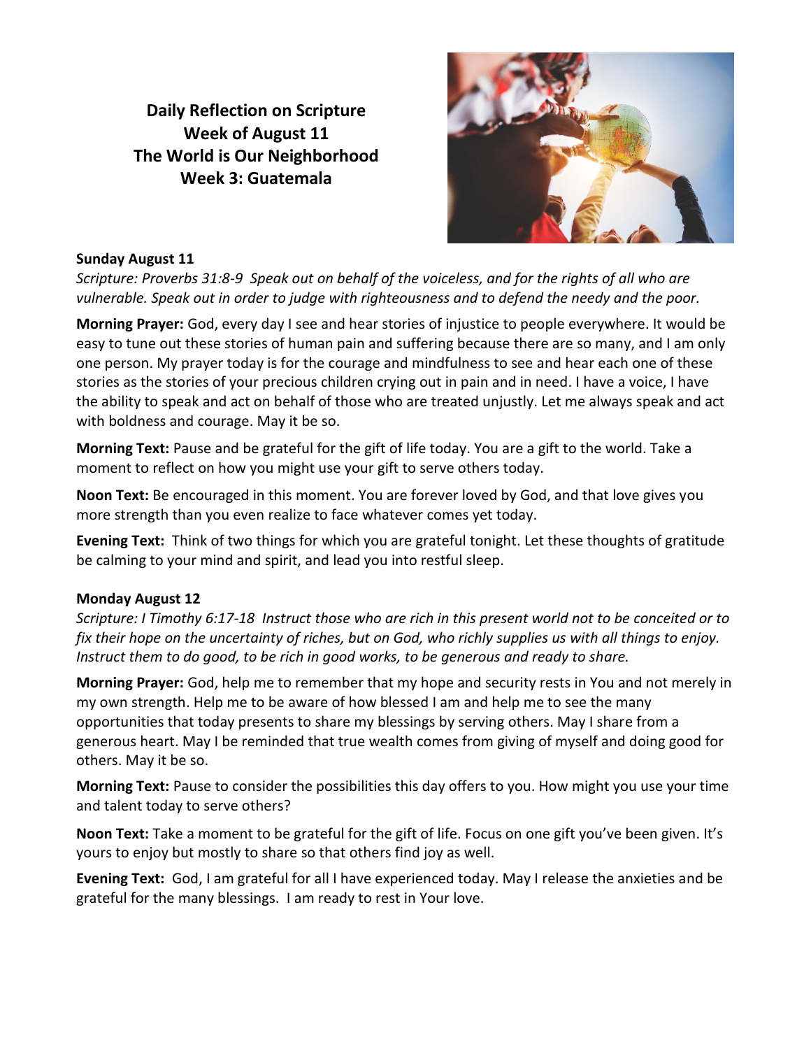# Daily Reflection on Scripture
## Week of August 11
## The World is Our Neighborhood
## Week 3: Guatemala

**Sunday August 11**

*Scripture: Proverbs 31:8-9 Speak out on behalf of the voiceless, and for the rights of all who are vulnerable. Speak out in order to judge with righteousness and to defend the needy and the poor.*

**Morning Prayer:** God, every day I see and hear stories of injustice to people everywhere. It would be easy to tune out these stories of human pain and suffering because there are so many, and I am only one person. My prayer today is for the courage and mindfulness to see and hear each one of these stories as the stories of your precious children crying out in pain and in need. I have a voice, I have the ability to speak and act on behalf of those who are treated unjustly. Let me always speak and act with boldness and courage. May it be so.

**Morning Text:** Pause and be grateful for the gift of life today. You are a gift to the world. Take a moment to reflect on how you might use your gift to serve others today.

**Noon Text:** Be encouraged in this moment. You are forever loved by God, and that love gives you more strength than you even realize to face whatever comes yet today.

**Evening Text:** Think of two things for which you are grateful tonight. Let these thoughts of gratitude be calming to your mind and spirit, and lead you into restful sleep.

**Monday August 12**

*Scripture: I Timothy 6:17-18 Instruct those who are rich in this present world not to be conceited or to fix their hope on the uncertainty of riches, but on God, who richly supplies us with all things to enjoy. Instruct them to do good, to be rich in good works, to be generous and ready to share.*

**Morning Prayer:** God, help me to remember that my hope and security rests in You and not merely in my own strength. Help me to be aware of how blessed I am and help me to see the many opportunities that today presents to share my blessings by serving others. May I share from a generous heart. May I be reminded that true wealth comes from giving of myself and doing good for others. May it be so.

**Morning Text:** Pause to consider the possibilities this day offers to you. How might you use your time and talent today to serve others?

**Noon Text:** Take a moment to be grateful for the gift of life. Focus on one gift you've been given. It's yours to enjoy but mostly to share so that others find joy as well.

**Evening Text:** God, I am grateful for all I have experienced today. May I release the anxieties and be grateful for the many blessings. I am ready to rest in Your love.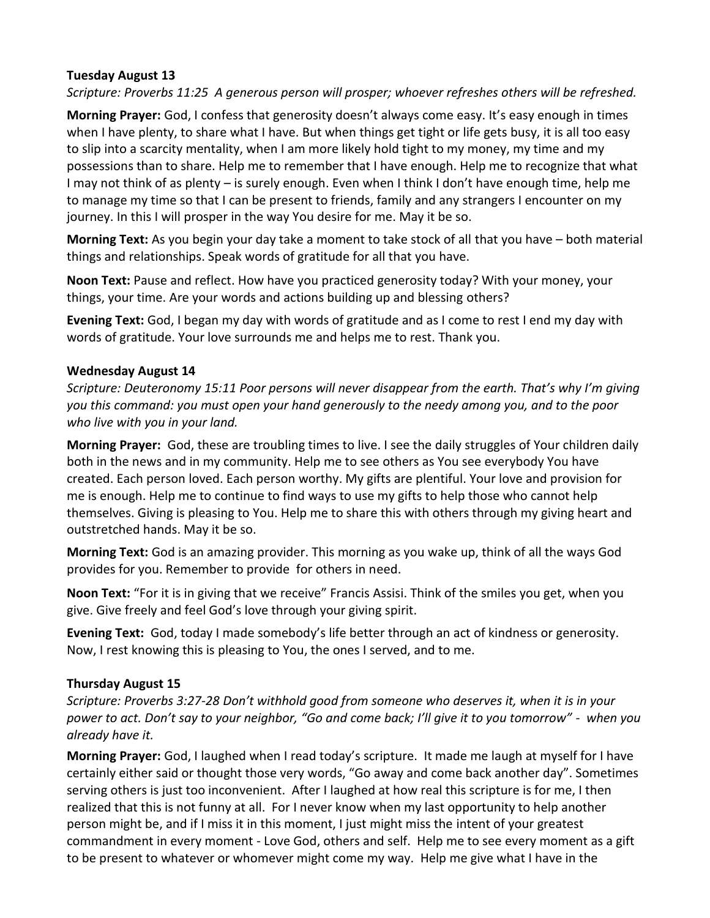**Tuesday August 13**

*Scripture: Proverbs 11:25  A generous person will prosper; whoever refreshes others will be refreshed.*

**Morning Prayer:** God, I confess that generosity doesn't always come easy. It's easy enough in times when I have plenty, to share what I have. But when things get tight or life gets busy, it is all too easy to slip into a scarcity mentality, when I am more likely hold tight to my money, my time and my possessions than to share. Help me to remember that I have enough. Help me to recognize that what I may not think of as plenty – is surely enough. Even when I think I don't have enough time, help me to manage my time so that I can be present to friends, family and any strangers I encounter on my journey. In this I will prosper in the way You desire for me. May it be so.

**Morning Text:** As you begin your day take a moment to take stock of all that you have – both material things and relationships. Speak words of gratitude for all that you have.

**Noon Text:** Pause and reflect. How have you practiced generosity today? With your money, your things, your time. Are your words and actions building up and blessing others?

**Evening Text:** God, I began my day with words of gratitude and as I come to rest I end my day with words of gratitude. Your love surrounds me and helps me to rest. Thank you.

**Wednesday August 14**

*Scripture: Deuteronomy 15:11 Poor persons will never disappear from the earth. That's why I'm giving you this command: you must open your hand generously to the needy among you, and to the poor who live with you in your land.*

**Morning Prayer:** God, these are troubling times to live. I see the daily struggles of Your children daily both in the news and in my community. Help me to see others as You see everybody You have created. Each person loved. Each person worthy. My gifts are plentiful. Your love and provision for me is enough. Help me to continue to find ways to use my gifts to help those who cannot help themselves. Giving is pleasing to You. Help me to share this with others through my giving heart and outstretched hands. May it be so.

**Morning Text:** God is an amazing provider. This morning as you wake up, think of all the ways God provides for you. Remember to provide for others in need.

**Noon Text:** "For it is in giving that we receive" Francis Assisi. Think of the smiles you get, when you give. Give freely and feel God's love through your giving spirit.

**Evening Text:** God, today I made somebody's life better through an act of kindness or generosity. Now, I rest knowing this is pleasing to You, the ones I served, and to me.

**Thursday August 15**

*Scripture: Proverbs 3:27-28 Don't withhold good from someone who deserves it, when it is in your power to act. Don't say to your neighbor, "Go and come back; I'll give it to you tomorrow" - when you already have it.*

**Morning Prayer:** God, I laughed when I read today's scripture. It made me laugh at myself for I have certainly either said or thought those very words, "Go away and come back another day". Sometimes serving others is just too inconvenient. After I laughed at how real this scripture is for me, I then realized that this is not funny at all. For I never know when my last opportunity to help another person might be, and if I miss it in this moment, I just might miss the intent of your greatest commandment in every moment - Love God, others and self. Help me to see every moment as a gift to be present to whatever or whomever might come my way. Help me give what I have in the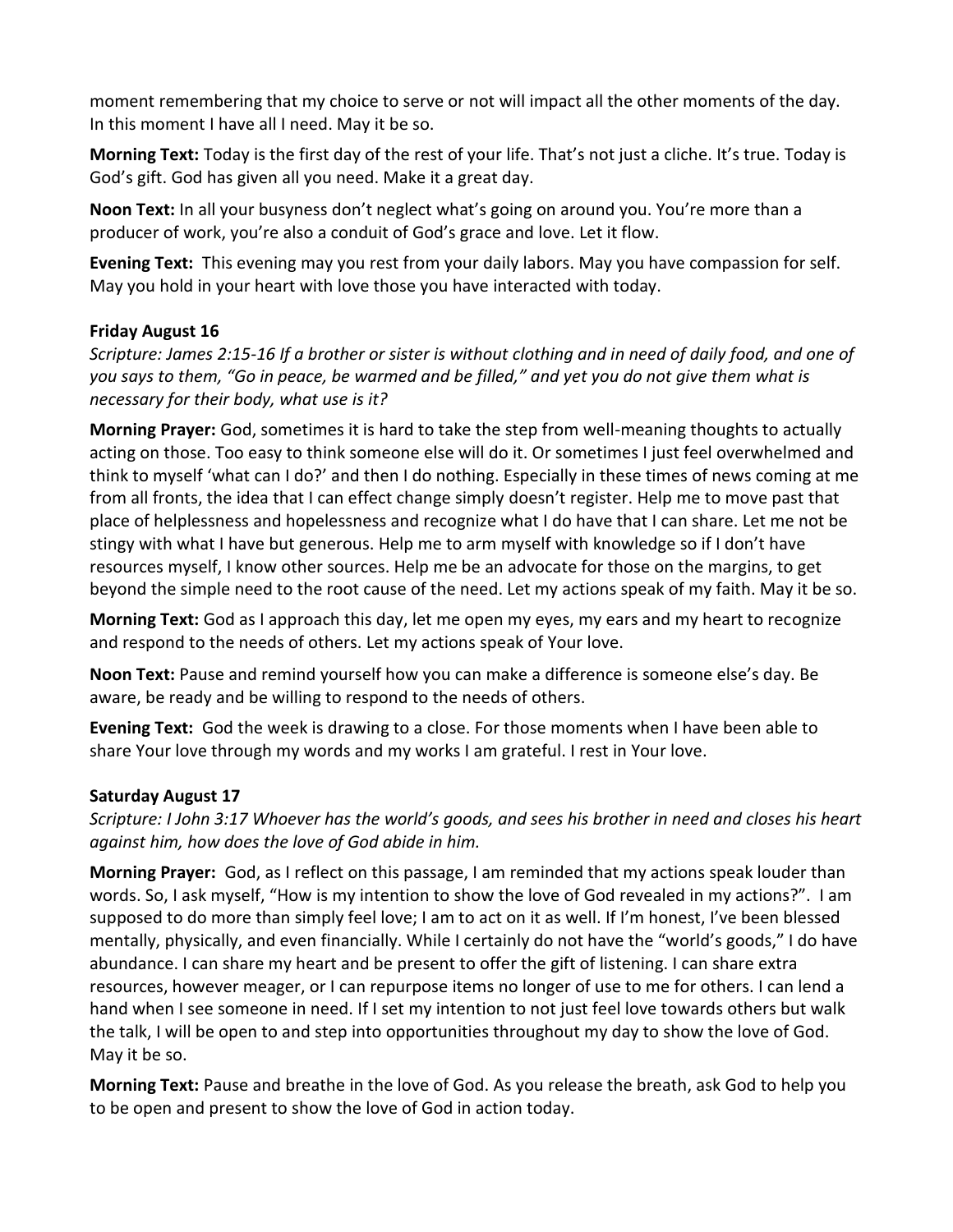moment remembering that my choice to serve or not will impact all the other moments of the day. In this moment I have all I need. May it be so.

**Morning Text:** Today is the first day of the rest of your life. That's not just a cliche. It's true. Today is God's gift. God has given all you need. Make it a great day.

**Noon Text:** In all your busyness don't neglect what's going on around you. You're more than a producer of work, you're also a conduit of God's grace and love. Let it flow.

**Evening Text:** This evening may you rest from your daily labors. May you have compassion for self. May you hold in your heart with love those you have interacted with today.

**Friday August 16**

*Scripture: James 2:15-16 If a brother or sister is without clothing and in need of daily food, and one of you says to them, "Go in peace, be warmed and be filled," and yet you do not give them what is necessary for their body, what use is it?*

**Morning Prayer:** God, sometimes it is hard to take the step from well-meaning thoughts to actually acting on those. Too easy to think someone else will do it. Or sometimes I just feel overwhelmed and think to myself 'what can I do?' and then I do nothing. Especially in these times of news coming at me from all fronts, the idea that I can effect change simply doesn't register. Help me to move past that place of helplessness and hopelessness and recognize what I do have that I can share. Let me not be stingy with what I have but generous. Help me to arm myself with knowledge so if I don't have resources myself, I know other sources. Help me be an advocate for those on the margins, to get beyond the simple need to the root cause of the need. Let my actions speak of my faith. May it be so.

**Morning Text:** God as I approach this day, let me open my eyes, my ears and my heart to recognize and respond to the needs of others. Let my actions speak of Your love.

**Noon Text:** Pause and remind yourself how you can make a difference is someone else's day. Be aware, be ready and be willing to respond to the needs of others.

**Evening Text:** God the week is drawing to a close. For those moments when I have been able to share Your love through my words and my works I am grateful. I rest in Your love.

**Saturday August 17**

*Scripture: I John 3:17 Whoever has the world's goods, and sees his brother in need and closes his heart against him, how does the love of God abide in him.*

**Morning Prayer:** God, as I reflect on this passage, I am reminded that my actions speak louder than words. So, I ask myself, "How is my intention to show the love of God revealed in my actions?". I am supposed to do more than simply feel love; I am to act on it as well. If I'm honest, I've been blessed mentally, physically, and even financially. While I certainly do not have the "world's goods," I do have abundance. I can share my heart and be present to offer the gift of listening. I can share extra resources, however meager, or I can repurpose items no longer of use to me for others. I can lend a hand when I see someone in need. If I set my intention to not just feel love towards others but walk the talk, I will be open to and step into opportunities throughout my day to show the love of God. May it be so.

**Morning Text:** Pause and breathe in the love of God. As you release the breath, ask God to help you to be open and present to show the love of God in action today.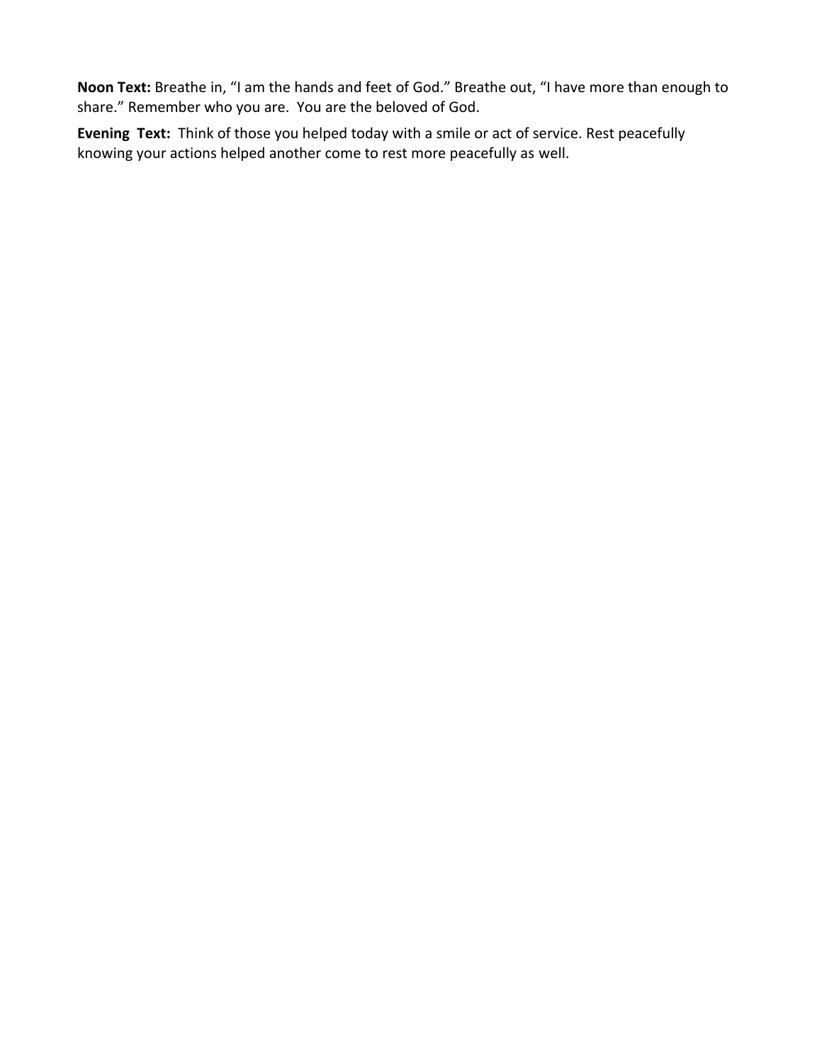**Noon Text:** Breathe in, "I am the hands and feet of God." Breathe out, "I have more than enough to share." Remember who you are. You are the beloved of God.

**Evening Text:** Think of those you helped today with a smile or act of service. Rest peacefully knowing your actions helped another come to rest more peacefully as well.